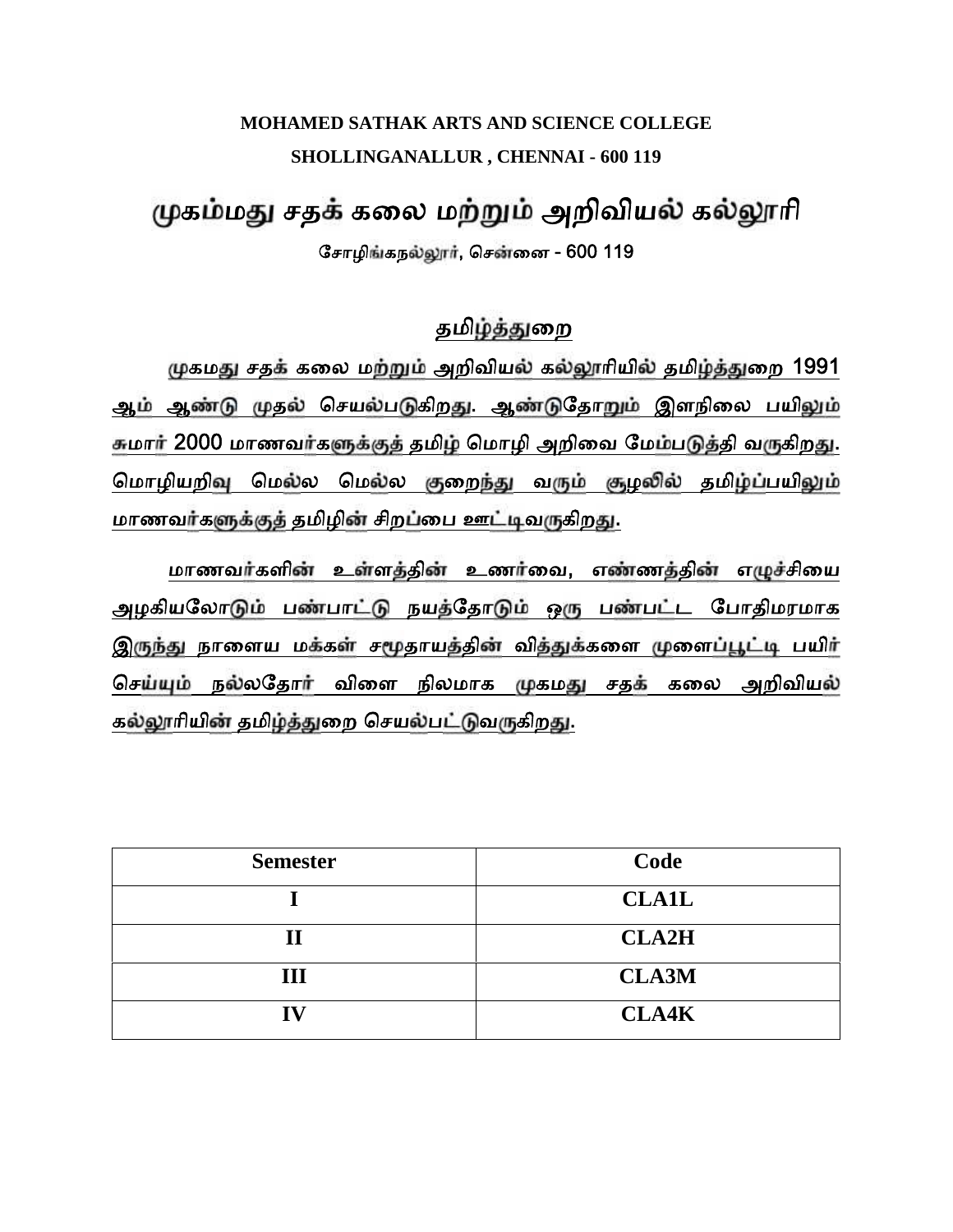**MOHAMED SATHAK ARTS AND SCIENCE COLLEGE**

**SHOLLINGANALLUR , CHENNAI - 600 119**

# முகம்மது சதக் கலை மற்றும் அறிவியல் கல்லூரி

**சோழிங்கநல்லூர், சென்னை - 600 119**

## தமிழ்த்துறை

முகமது சதக் கலை மற்றும் அறிவியல் கல்லூரியில் தமிழ்த்துறை 1991 ஆம் ஆண்டு முதல் செயல்படுகிறது. ஆண்டுதோறும் இளநிலை பயிலும் சுமார் 2000 மாணவர்களுக்குத் தமிழ் மொழி அறிவை மேம்படுத்தி வருகிறது. மொழியறிவு மெல்ல மெல்ல குறைந்து வரும் சூழலில் தமிழ்ப்பயிலும் மாணவர்களுக்குத் தமிழின் சிறப்பை ஊட்டிவருகிறது.

மாணவர்களின் உள்ளத்தின் உணர்வை, எண்ணத்தின் எழுச்சியை அழகியலோடும் பண்பாட்டு நயத்தோடும் ஒரு பண்பட்ட போதிமரமாக இருந்து நாளைய மக்கள் சமூதாயத்தின் வித்துக்களை முளைப்பூட்டி பயிர் செய்யும் நல்லதோர் விளை நிலமாக முகமது சதக் கலை அறிவியல் கல்லூரியின் தமிழ்த்துறை செயல்பட்டுவருகிறது.

| Semester | Code |
|---|---|
| I | CLA1L |
| II | CLA2H |
| III | CLA3M |
| IV | CLA4K |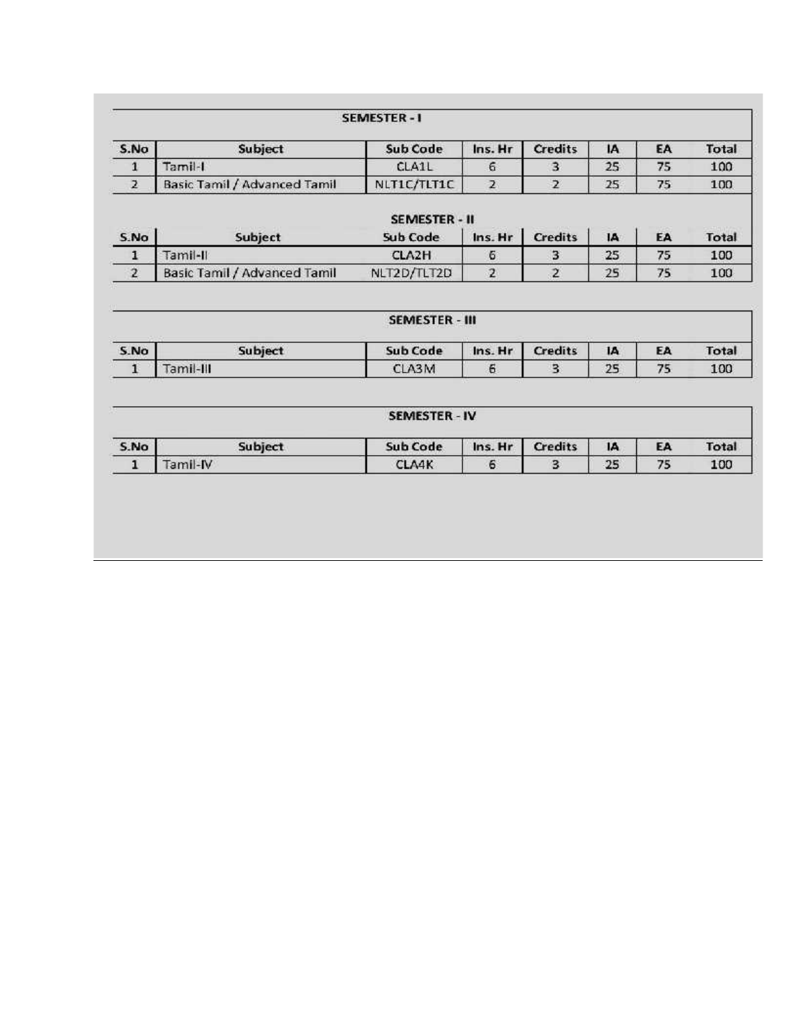### SEMESTER - I

| S.No | Subject | Sub Code | Ins. Hr | Credits | IA | EA | Total |
|---|---|---|---|---|---|---|---|
| 1 | Tamil-I | CLA1L | 6 | 3 | 25 | 75 | 100 |
| 2 | Basic Tamil / Advanced Tamil | NLT1C/TLT1C | 2 | 2 | 25 | 75 | 100 |

### SEMESTER - II

| S.No | Subject | Sub Code | Ins. Hr | Credits | IA | EA | Total |
|---|---|---|---|---|---|---|---|
| 1 | Tamil-II | CLA2H | 6 | 3 | 25 | 75 | 100 |
| 2 | Basic Tamil / Advanced Tamil | NLT2D/TLT2D | 2 | 2 | 25 | 75 | 100 |

### SEMESTER - III

| S.No | Subject | Sub Code | Ins. Hr | Credits | IA | EA | Total |
|---|---|---|---|---|---|---|---|
| 1 | Tamil-III | CLA3M | 6 | 3 | 25 | 75 | 100 |

### SEMESTER - IV

| S.No | Subject | Sub Code | Ins. Hr | Credits | IA | EA | Total |
|---|---|---|---|---|---|---|---|
| 1 | Tamil-IV | CLA4K | 6 | 3 | 25 | 75 | 100 |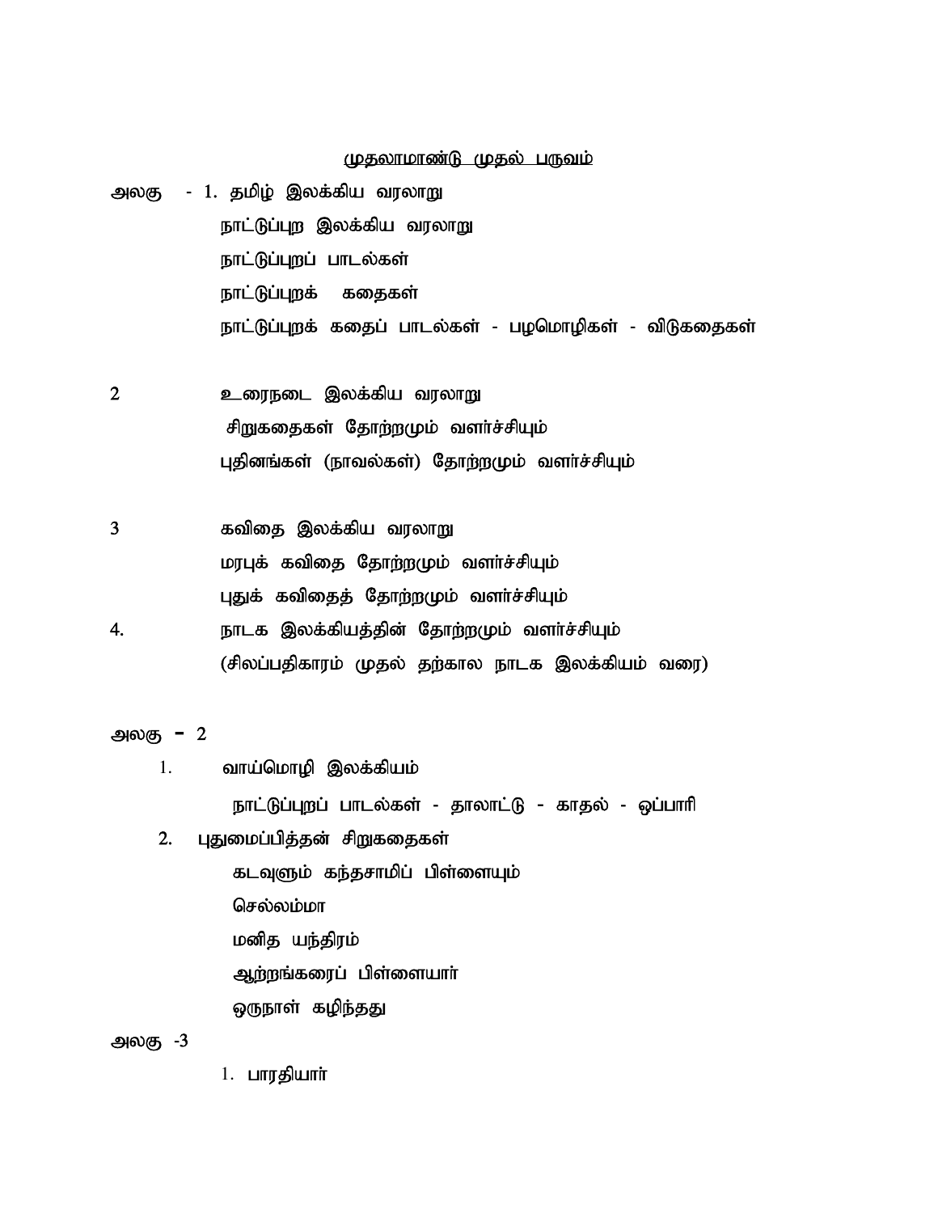<u>முதலாமாண்டு முதல் பருவம்</u>

அலகு - 1. தமிழ் இலக்கிய வரலாறு

நாட்டுப்புற இலக்கிய வரலாறு

நாட்டுப்புறப் பாடல்கள்

நாட்டுப்புறக் கதைகள்

நாட்டுப்புறக் கதைப் பாடல்கள் - பழமொழிகள் - விடுகதைகள்

2 உரைநடை இலக்கிய வரலாறு

சிறுகதைகள் தோற்றமும் வளர்ச்சியும்

புதினங்கள் (நாவல்கள்) தோற்றமும் வளர்ச்சியும்

3 கவிதை இலக்கிய வரலாறு

மரபுக் கவிதை தோற்றமும் வளர்ச்சியும்

புதுக் கவிதைத் தோற்றமும் வளர்ச்சியும்

4. நாடக இலக்கியத்தின் தோற்றமும் வளர்ச்சியும்

(சிலப்பதிகாரம் முதல் தற்கால நாடக இலக்கியம் வரை)

அலகு - 2

1. வாய்மொழி இலக்கியம்

நாட்டுப்புறப் பாடல்கள் - தாலாட்டு - காதல் - ஒப்பாரி

2. புதுமைப்பித்தன் சிறுகதைகள்

கடவுளும் கந்தசாமிப் பிள்ளையும்

செல்லம்மா

மனித யந்திரம்

ஆற்றங்கரைப் பிள்ளையார்

ஒருநாள் கழிந்தது

அலகு -3

1. பாரதியார்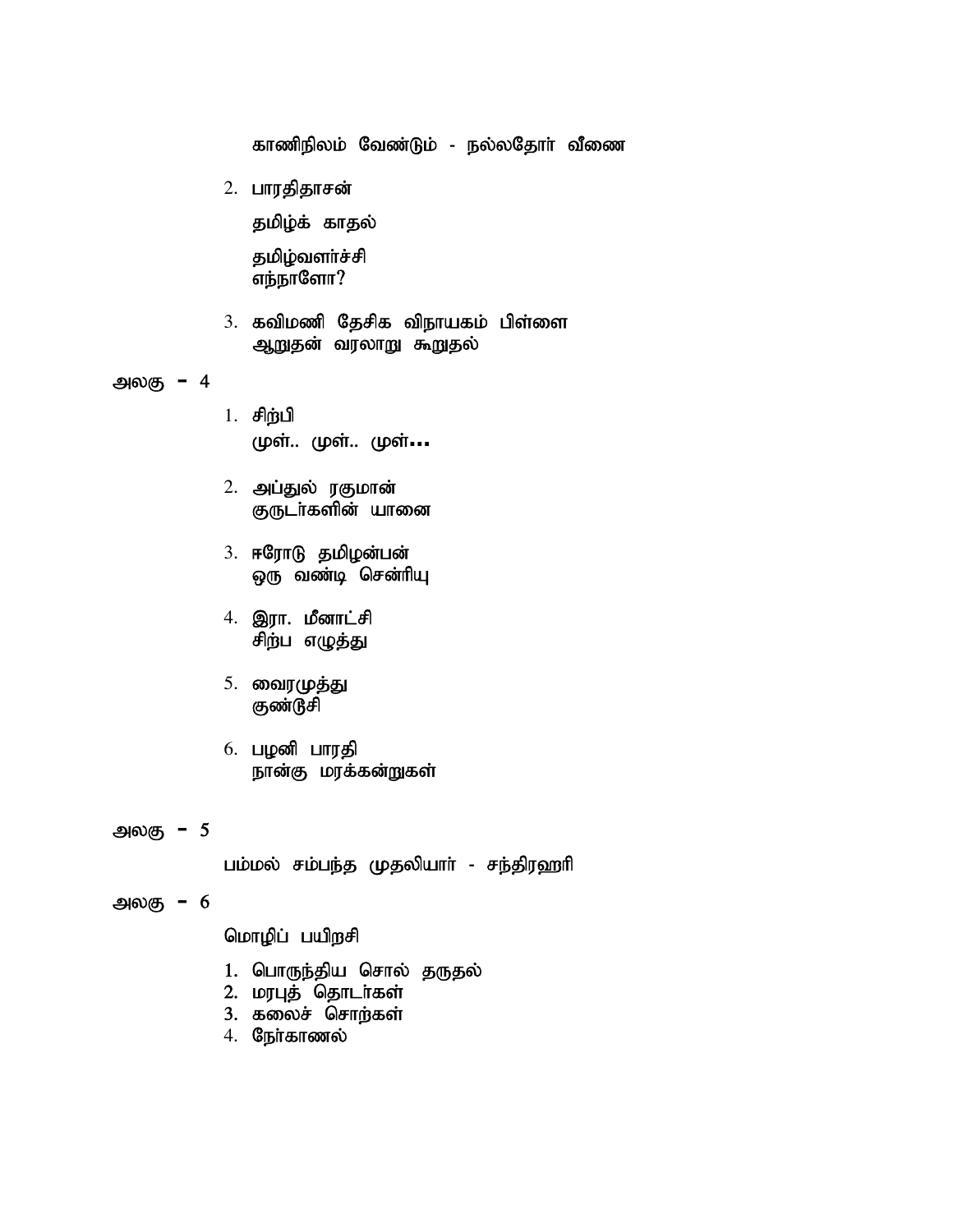காணிநிலம் வேண்டும் - நல்லதோர் வீணை

2. பாரதிதாசன்

   தமிழ்க் காதல்

   தமிழ்வளர்ச்சி
   எந்நாளோ?

3. கவிமணி தேசிக விநாயகம் பிள்ளை
   ஆறுதன் வரலாறு கூறுதல்

அலகு - 4

1. சிற்பி
   முள்.. முள்.. முள்...

2. அப்துல் ரகுமான்
   குருடர்களின் யானை

3. ஈரோடு தமிழன்பன்
   ஒரு வண்டி சென்ரியு

4. இரா. மீனாட்சி
   சிற்ப எழுத்து

5. வைரமுத்து
   குண்டூசி

6. பழனி பாரதி
   நான்கு மரக்கன்றுகள்

அலகு - 5

பம்மல் சம்பந்த முதலியார் - சந்திரஹரி

அலகு - 6

மொழிப் பயிறசி

1. பொருந்திய சொல் தருதல்
2. மரபுத் தொடர்கள்
3. கலைச் சொற்கள்
4. நேர்காணல்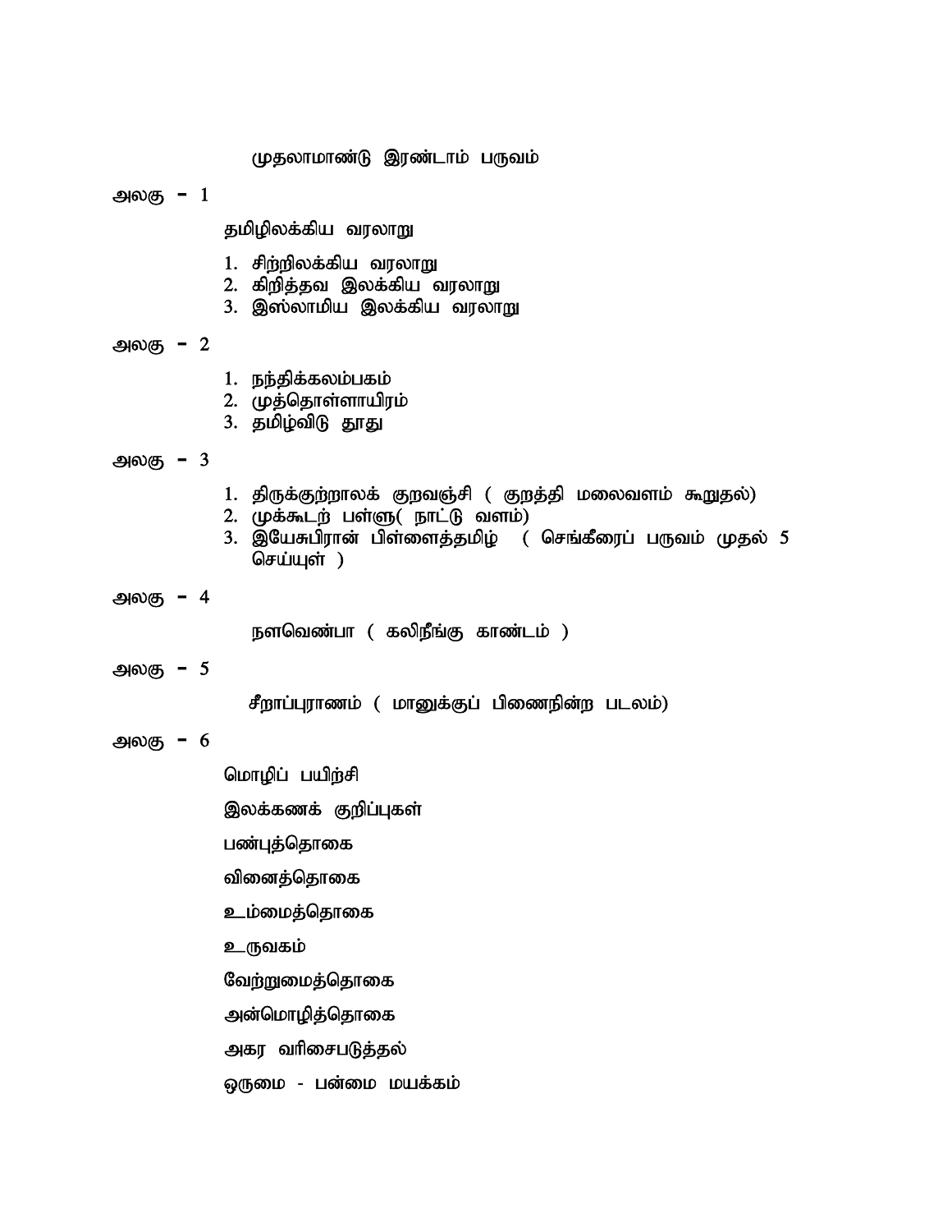# முதலாமாண்டு இரண்டாம் பருவம்

## அலகு - 1

தமிழிலக்கிய வரலாறு

1. சிற்றிலக்கிய வரலாறு
2. கிறித்தவ இலக்கிய வரலாறு
3. இஸ்லாமிய இலக்கிய வரலாறு

## அலகு - 2

1. நந்திக்கலம்பகம்
2. முத்தொள்ளாயிரம்
3. தமிழ்விடு தூது

## அலகு - 3

1. திருக்குற்றாலக் குறவஞ்சி ( குறத்தி மலைவளம் கூறுதல்)
2. முக்கூடற் பள்ளு( நாட்டு வளம்)
3. இயேசுபிரான் பிள்ளைத்தமிழ் ( செங்கீரைப் பருவம் முதல் 5 செய்யுள் )

## அலகு - 4

நளவெண்பா ( கலிநீங்கு காண்டம் )

## அலகு - 5

சீறாப்புராணம் ( மானுக்குப் பிணைநின்ற படலம்)

## அலகு - 6

மொழிப் பயிற்சி

இலக்கணக் குறிப்புகள்

பண்புத்தொகை

வினைத்தொகை

உம்மைத்தொகை

உருவகம்

வேற்றுமைத்தொகை

அன்மொழித்தொகை

அகர வரிசைபடுத்தல்

ஒருமை - பன்மை மயக்கம்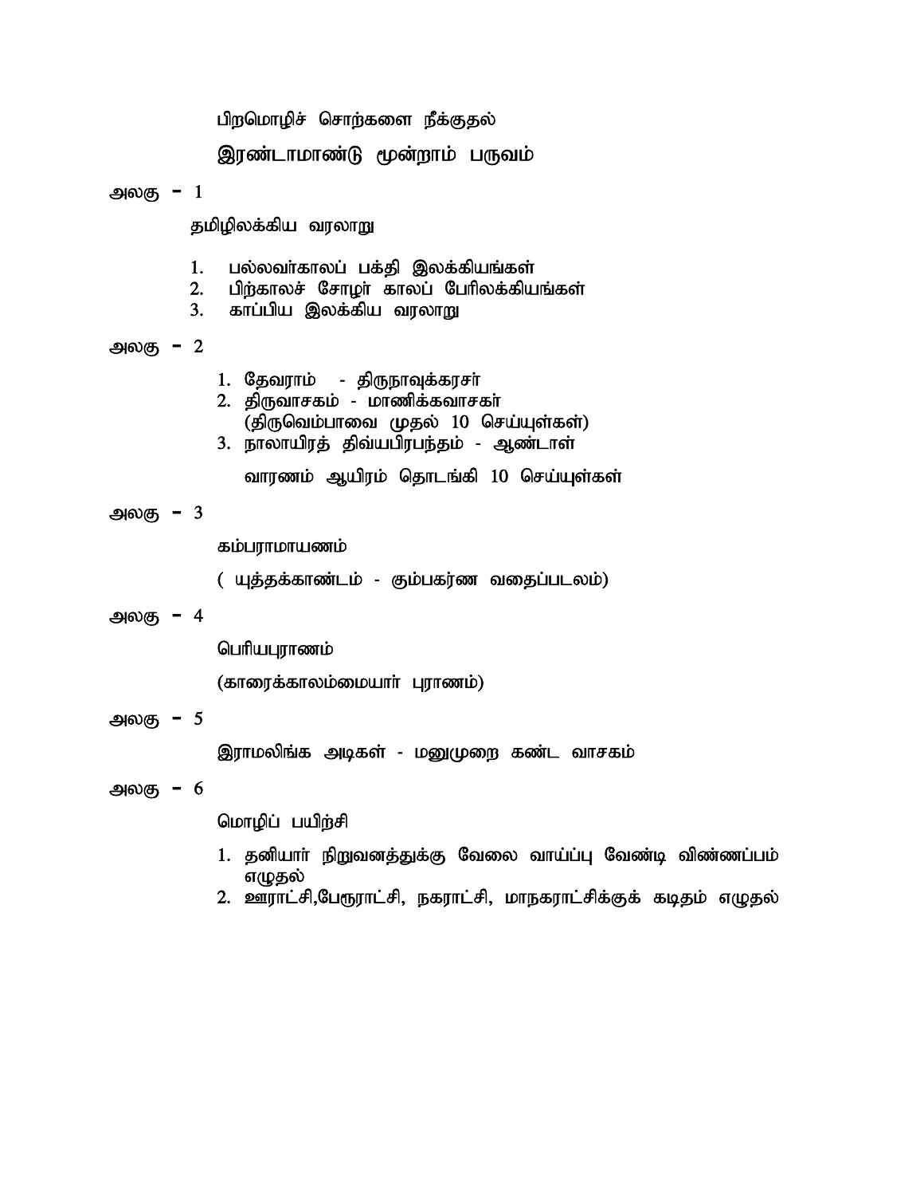பிறமொழிச் சொற்களை நீக்குதல்

## இரண்டாமாண்டு மூன்றாம் பருவம்

### அலகு - 1

தமிழிலக்கிய வரலாறு

1. பல்லவர்காலப் பக்தி இலக்கியங்கள்
2. பிற்காலச் சோழர் காலப் பேரிலக்கியங்கள்
3. காப்பிய இலக்கிய வரலாறு

### அலகு - 2

1. தேவாரம் - திருநாவுக்கரசர்
2. திருவாசகம் - மாணிக்கவாசகர் (திருவெம்பாவை முதல் 10 செய்யுள்கள்)
3. நாலாயிரத் திவ்யபிரபந்தம் - ஆண்டாள்

   வாரணம் ஆயிரம் தொடங்கி 10 செய்யுள்கள்

### அலகு - 3

கம்பராமாயணம்

( யுத்தக்காண்டம் - கும்பகர்ண வதைப்படலம்)

### அலகு - 4

பெரியபுராணம்

(காரைக்காலம்மையார் புராணம்)

### அலகு - 5

இராமலிங்க அடிகள் - மனுமுறை கண்ட வாசகம்

### அலகு - 6

மொழிப் பயிற்சி

1. தனியார் நிறுவனத்துக்கு வேலை வாய்ப்பு வேண்டி விண்ணப்பம் எழுதல்
2. ஊராட்சி,பேரூராட்சி, நகராட்சி, மாநகராட்சிக்குக் கடிதம் எழுதல்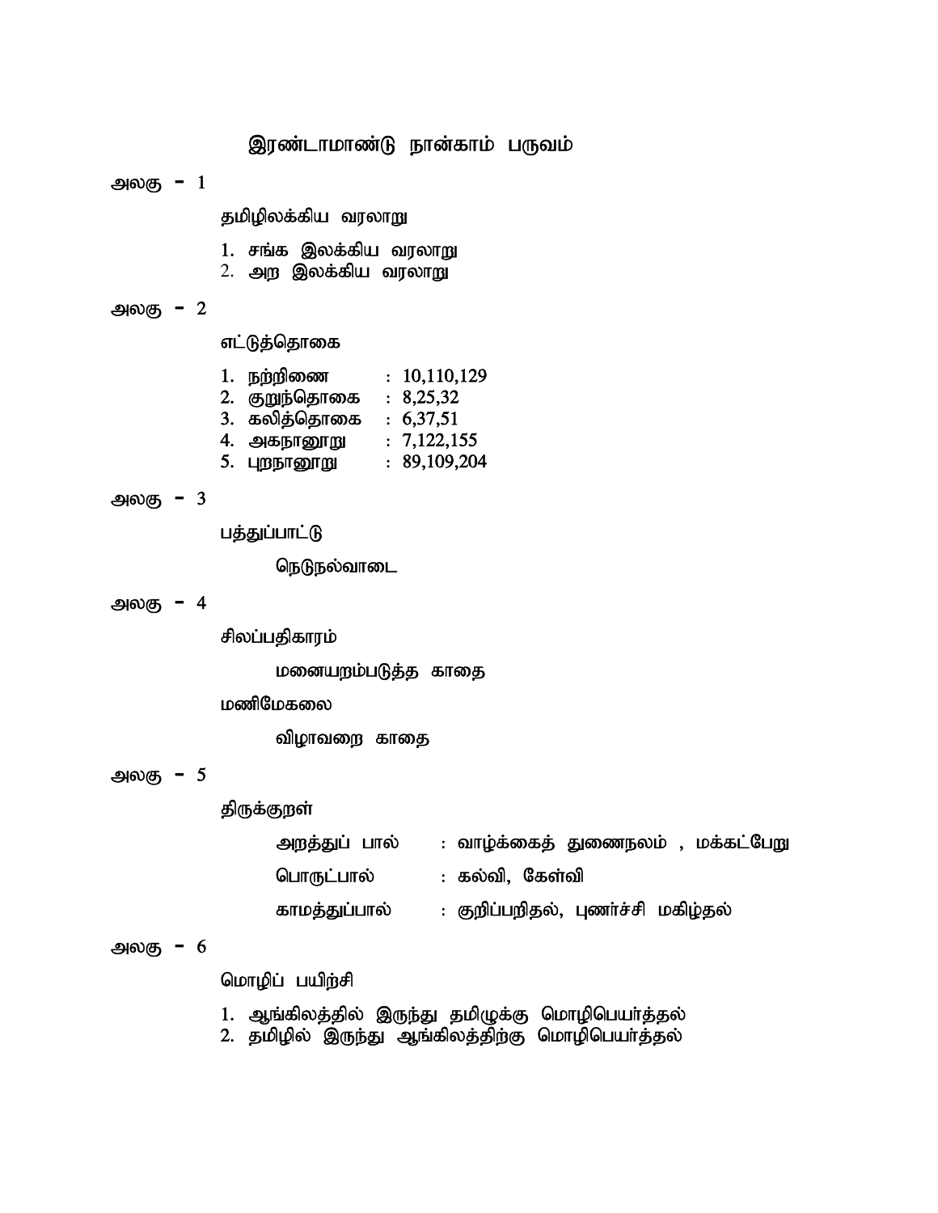# இரண்டாமாண்டு நான்காம் பருவம்

## அலகு - 1

தமிழிலக்கிய வரலாறு

1. சங்க இலக்கிய வரலாறு
2. அற இலக்கிய வரலாறு

## அலகு - 2

எட்டுத்தொகை

1. நற்றிணை : 10,110,129
2. குறுந்தொகை : 8,25,32
3. கலித்தொகை : 6,37,51
4. அகநானூறு : 7,122,155
5. புறநானூறு : 89,109,204

## அலகு - 3

பத்துப்பாட்டு

நெடுநல்வாடை

## அலகு - 4

சிலப்பதிகாரம்

மனையறம்படுத்த காதை

மணிமேகலை

விழாவறை காதை

## அலகு - 5

திருக்குறள்

அறத்துப் பால் : வாழ்க்கைத் துணைநலம் , மக்கட்பேறு

பொருட்பால் : கல்வி, கேள்வி

காமத்துப்பால் : குறிப்பறிதல், புணர்ச்சி மகிழ்தல்

## அலகு - 6

மொழிப் பயிற்சி

1. ஆங்கிலத்தில் இருந்து தமிழுக்கு மொழிபெயர்த்தல்
2. தமிழில் இருந்து ஆங்கிலத்திற்கு மொழிபெயர்த்தல்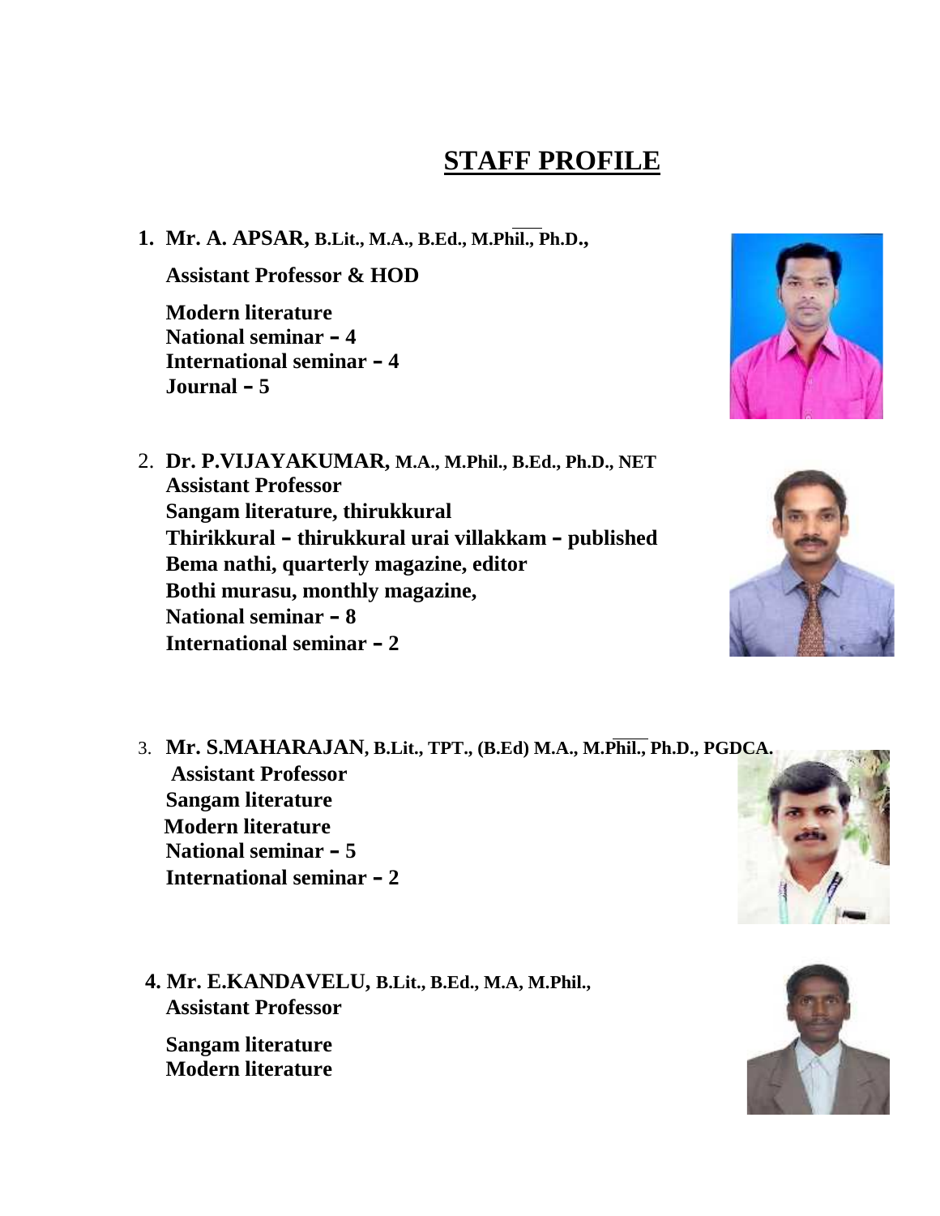# STAFF PROFILE

1. **Mr. A. APSAR, B.Lit., M.A., B.Ed., M.Phil., Ph.D.,**

   **Assistant Professor & HOD**

   **Modern literature**
   **National seminar – 4**
   **International seminar – 4**
   **Journal – 5**

2. **Dr. P.VIJAYAKUMAR, M.A., M.Phil., B.Ed., Ph.D., NET**
   **Assistant Professor**
   **Sangam literature, thirukkural**
   **Thirikkural – thirukkural urai villakkam – published**
   **Bema nathi, quarterly magazine, editor**
   **Bothi murasu, monthly magazine,**
   **National seminar – 8**
   **International seminar – 2**

3. **Mr. S.MAHARAJAN, B.Lit., TPT., (B.Ed) M.A., M.Phil., Ph.D., PGDCA.**
   **Assistant Professor**
   **Sangam literature**
   **Modern literature**
   **National seminar – 5**
   **International seminar – 2**

4. **Mr. E.KANDAVELU, B.Lit., B.Ed., M.A, M.Phil.,**
   **Assistant Professor**

   **Sangam literature**
   **Modern literature**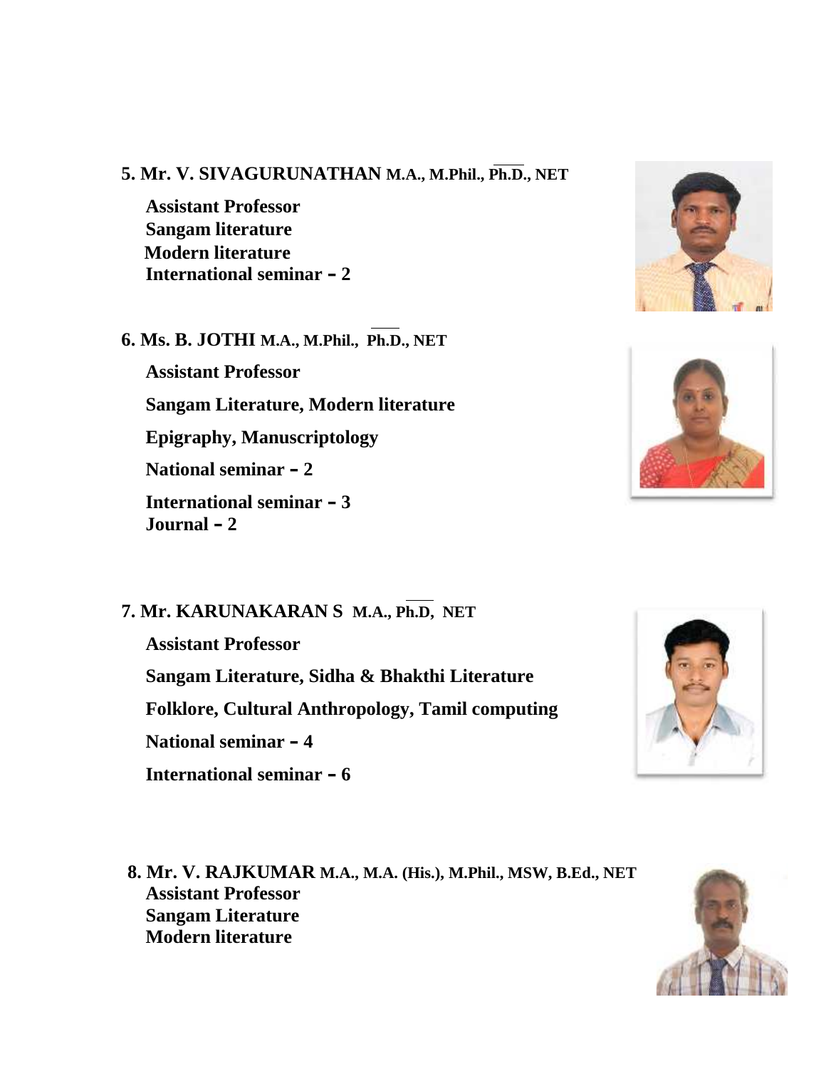**5. Mr. V. SIVAGURUNATHAN M.A., M.Phil., Ph.D., NET**

**Assistant Professor**
**Sangam literature**
**Modern literature**
**International seminar – 2**

**6. Ms. B. JOTHI M.A., M.Phil., Ph.D., NET**

**Assistant Professor**

**Sangam Literature, Modern literature**

**Epigraphy, Manuscriptology**

**National seminar – 2**

**International seminar – 3**
**Journal – 2**

**7. Mr. KARUNAKARAN S M.A., Ph.D, NET**

**Assistant Professor**

**Sangam Literature, Sidha & Bhakthi Literature**

**Folklore, Cultural Anthropology, Tamil computing**

**National seminar – 4**

**International seminar – 6**

**8. Mr. V. RAJKUMAR M.A., M.A. (His.), M.Phil., MSW, B.Ed., NET**
**Assistant Professor**
**Sangam Literature**
**Modern literature**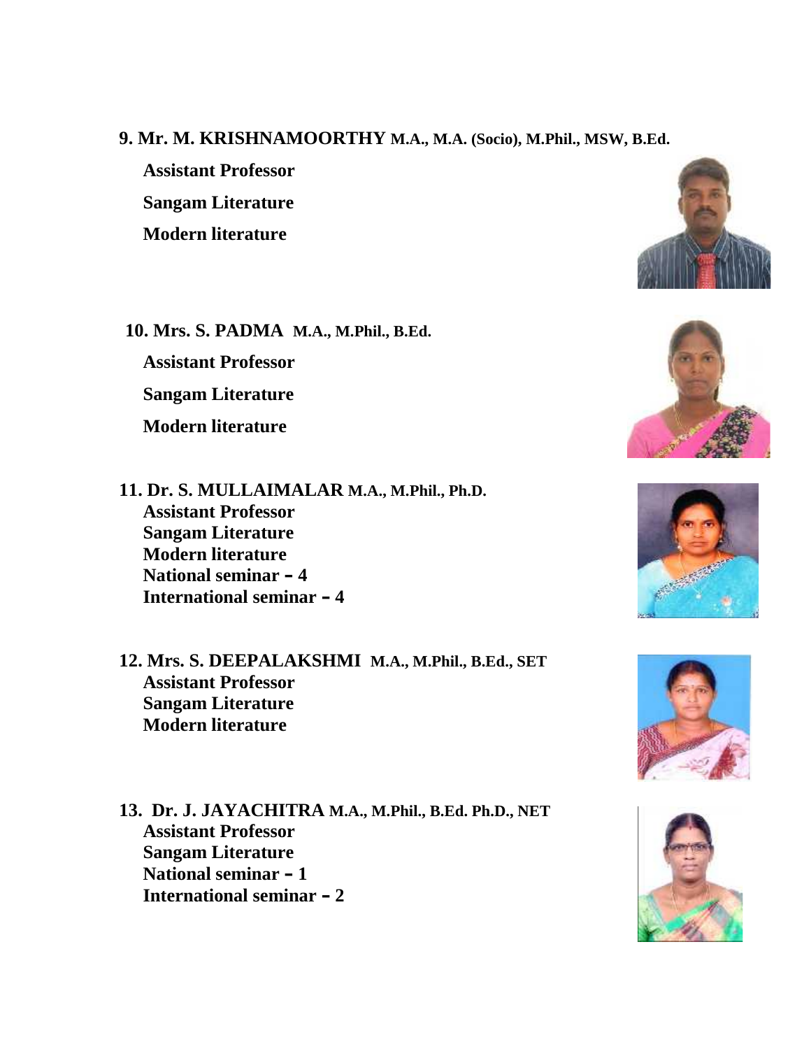**9. Mr. M. KRISHNAMOORTHY M.A., M.A. (Socio), M.Phil., MSW, B.Ed.**

**Assistant Professor**

**Sangam Literature**

**Modern literature**

**10. Mrs. S. PADMA M.A., M.Phil., B.Ed.**

**Assistant Professor**

**Sangam Literature**

**Modern literature**

**11. Dr. S. MULLAIMALAR M.A., M.Phil., Ph.D.**

**Assistant Professor**
**Sangam Literature**
**Modern literature**
**National seminar – 4**
**International seminar – 4**

**12. Mrs. S. DEEPALAKSHMI M.A., M.Phil., B.Ed., SET**

**Assistant Professor**
**Sangam Literature**
**Modern literature**

**13. Dr. J. JAYACHITRA M.A., M.Phil., B.Ed. Ph.D., NET**

**Assistant Professor**
**Sangam Literature**
**National seminar – 1**
**International seminar – 2**